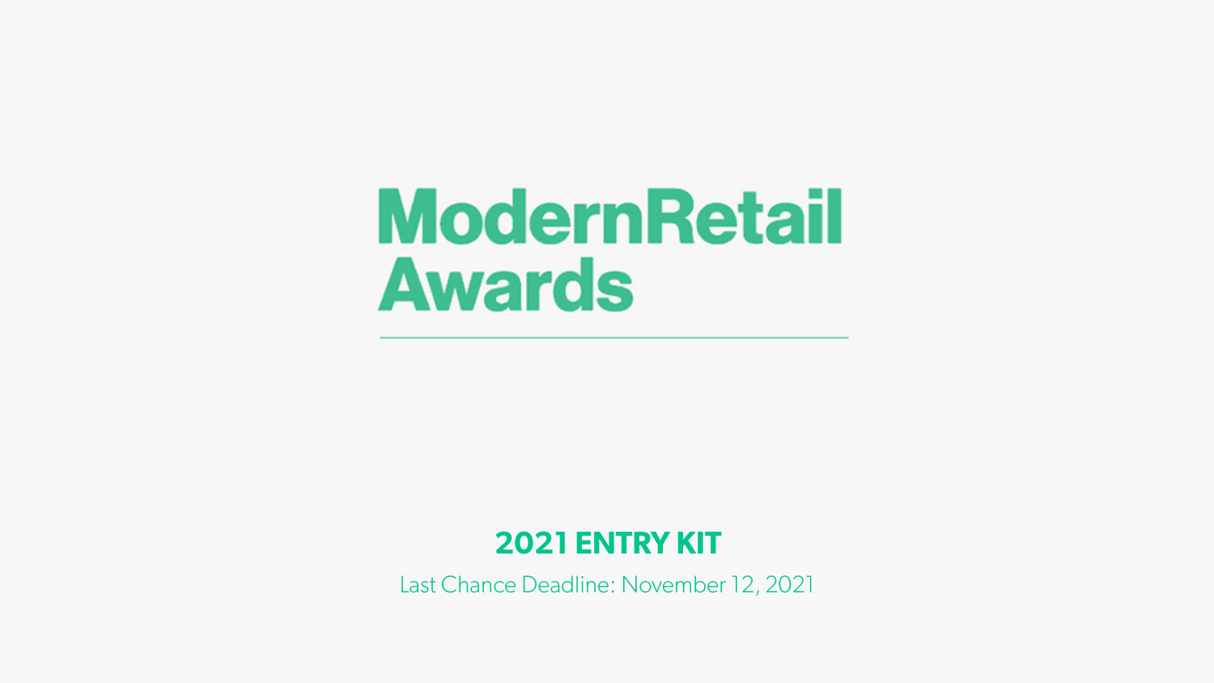# ModernRetail Awards

## 2021 ENTRY KIT

Last Chance Deadline: November 12, 2021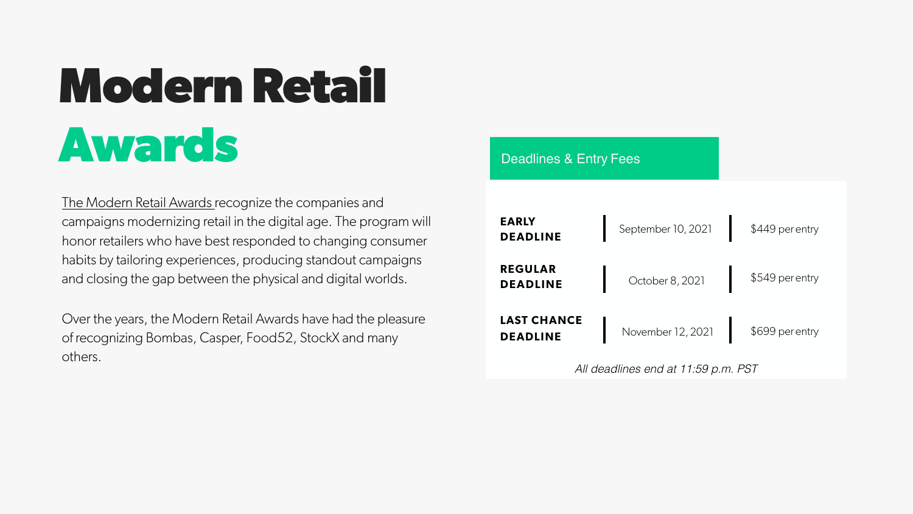# Modern Retail Awards

The Modern Retail Awards recognize the companies and campaigns modernizing retail in the digital age. The program will honor retailers who have best responded to changing consumer habits by tailoring experiences, producing standout campaigns and closing the gap between the physical and digital worlds.

Over the years, the Modern Retail Awards have had the pleasure of recognizing Bombas, Casper, Food52, StockX and many others.

## Deadlines & Entry Fees

| Deadline | Date | Fee |
| --- | --- | --- |
| **EARLY DEADLINE** | September 10, 2021 | $449 per entry |
| **REGULAR DEADLINE** | October 8, 2021 | $549 per entry |
| **LAST CHANCE DEADLINE** | November 12, 2021 | $699 per entry |

*All deadlines end at 11:59 p.m. PST*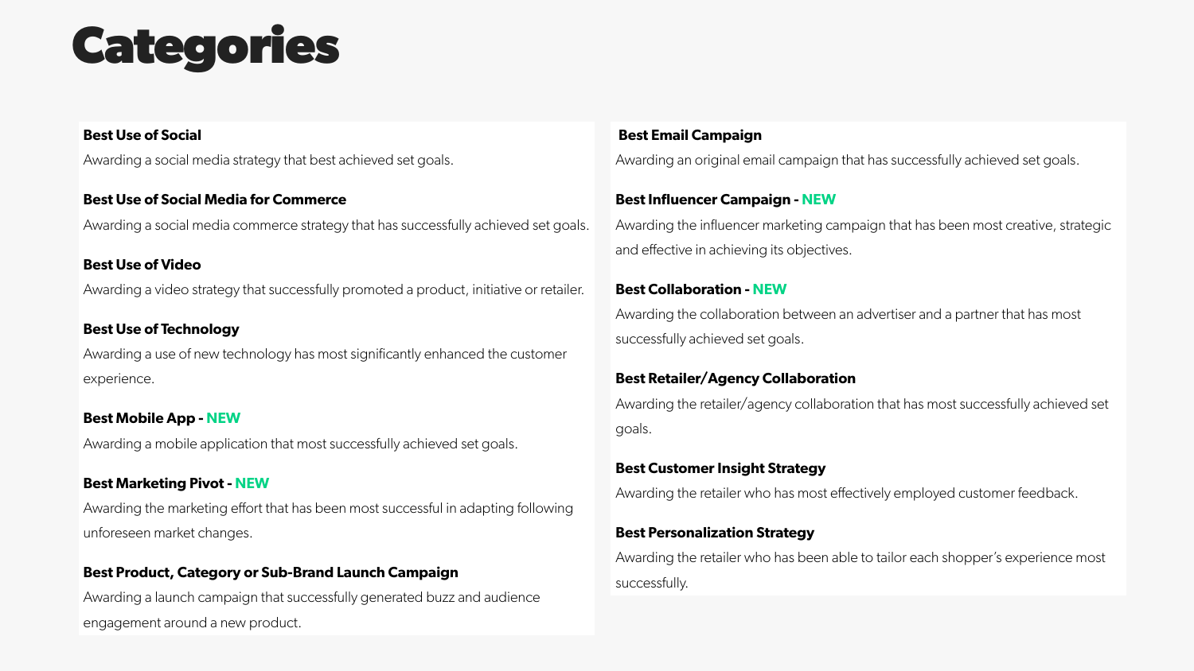# Categories

**Best Use of Social**

Awarding a social media strategy that best achieved set goals.

**Best Use of Social Media for Commerce**

Awarding a social media commerce strategy that has successfully achieved set goals.

**Best Use of Video**

Awarding a video strategy that successfully promoted a product, initiative or retailer.

**Best Use of Technology**

Awarding a use of new technology has most significantly enhanced the customer experience.

**Best Mobile App - NEW**

Awarding a mobile application that most successfully achieved set goals.

**Best Marketing Pivot - NEW**

Awarding the marketing effort that has been most successful in adapting following unforeseen market changes.

**Best Product, Category or Sub-Brand Launch Campaign**

Awarding a launch campaign that successfully generated buzz and audience engagement around a new product.

**Best Email Campaign**

Awarding an original email campaign that has successfully achieved set goals.

**Best Influencer Campaign - NEW**

Awarding the influencer marketing campaign that has been most creative, strategic and effective in achieving its objectives.

**Best Collaboration - NEW**

Awarding the collaboration between an advertiser and a partner that has most successfully achieved set goals.

**Best Retailer/Agency Collaboration**

Awarding the retailer/agency collaboration that has most successfully achieved set goals.

**Best Customer Insight Strategy**

Awarding the retailer who has most effectively employed customer feedback.

**Best Personalization Strategy**

Awarding the retailer who has been able to tailor each shopper's experience most successfully.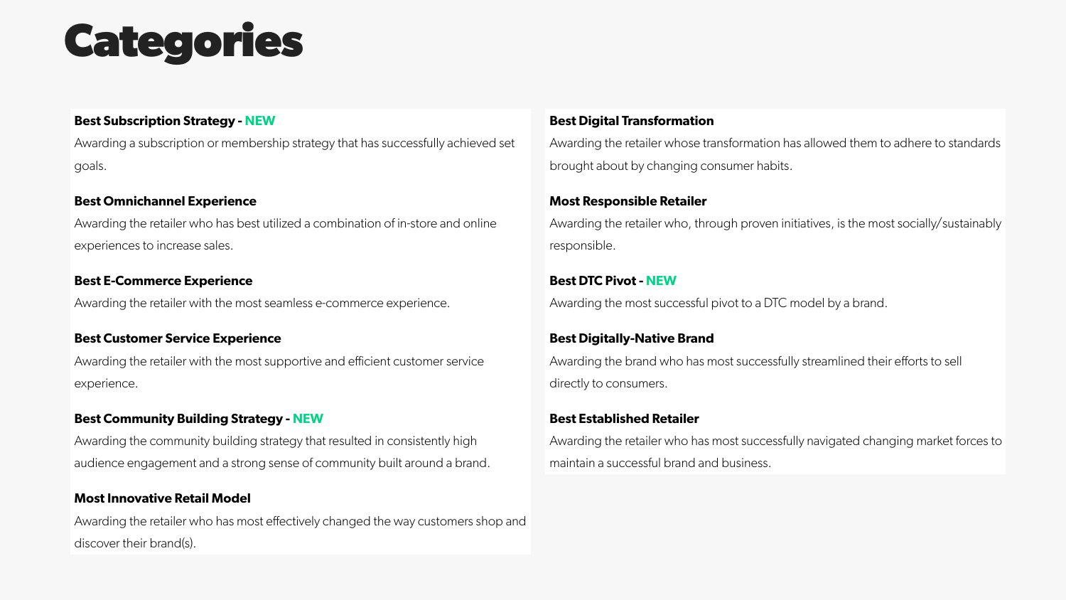# Categories

**Best Subscription Strategy - NEW**

Awarding a subscription or membership strategy that has successfully achieved set goals.

**Best Omnichannel Experience**

Awarding the retailer who has best utilized a combination of in-store and online experiences to increase sales.

**Best E-Commerce Experience**

Awarding the retailer with the most seamless e-commerce experience.

**Best Customer Service Experience**

Awarding the retailer with the most supportive and efficient customer service experience.

**Best Community Building Strategy - NEW**

Awarding the community building strategy that resulted in consistently high audience engagement and a strong sense of community built around a brand.

**Most Innovative Retail Model**

Awarding the retailer who has most effectively changed the way customers shop and discover their brand(s).

**Best Digital Transformation**

Awarding the retailer whose transformation has allowed them to adhere to standards brought about by changing consumer habits.

**Most Responsible Retailer**

Awarding the retailer who, through proven initiatives, is the most socially/sustainably responsible.

**Best DTC Pivot - NEW**

Awarding the most successful pivot to a DTC model by a brand.

**Best Digitally-Native Brand**

Awarding the brand who has most successfully streamlined their efforts to sell directly to consumers.

**Best Established Retailer**

Awarding the retailer who has most successfully navigated changing market forces to maintain a successful brand and business.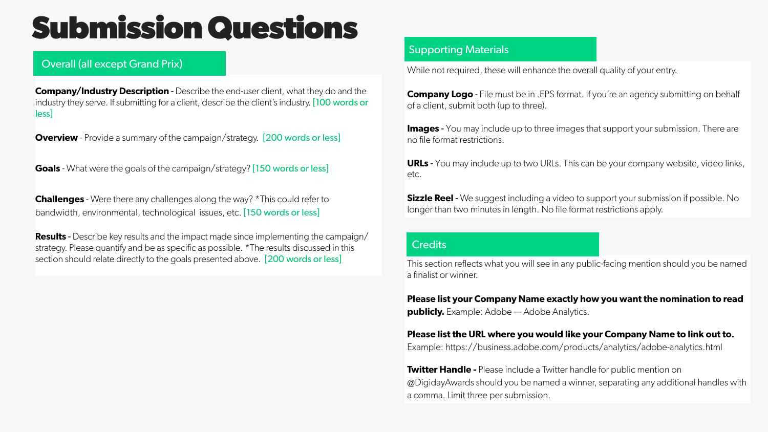# Submission Questions

## Overall (all except Grand Prix)

**Company/Industry Description -** Describe the end-user client, what they do and the industry they serve. If submitting for a client, describe the client's industry. [100 words or less]

**Overview** - Provide a summary of the campaign/strategy. [200 words or less]

**Goals** - What were the goals of the campaign/strategy? [150 words or less]

**Challenges** - Were there any challenges along the way? *This could refer to bandwidth, environmental, technological issues, etc. [150 words or less]

**Results -** Describe key results and the impact made since implementing the campaign/strategy. Please quantify and be as specific as possible. *The results discussed in this section should relate directly to the goals presented above. [200 words or less]

## Supporting Materials

While not required, these will enhance the overall quality of your entry.

**Company Logo** - File must be in .EPS format. If you're an agency submitting on behalf of a client, submit both (up to three).

**Images -** You may include up to three images that support your submission. There are no file format restrictions.

**URLs -** You may include up to two URLs. This can be your company website, video links, etc.

**Sizzle Reel** - We suggest including a video to support your submission if possible. No longer than two minutes in length. No file format restrictions apply.

## Credits

This section reflects what you will see in any public-facing mention should you be named a finalist or winner.

**Please list your Company Name exactly how you want the nomination to read publicly.** Example: Adobe — Adobe Analytics.

**Please list the URL where you would like your Company Name to link out to.** Example: https://business.adobe.com/products/analytics/adobe-analytics.html

**Twitter Handle -** Please include a Twitter handle for public mention on @DigidayAwards should you be named a winner, separating any additional handles with a comma. Limit three per submission.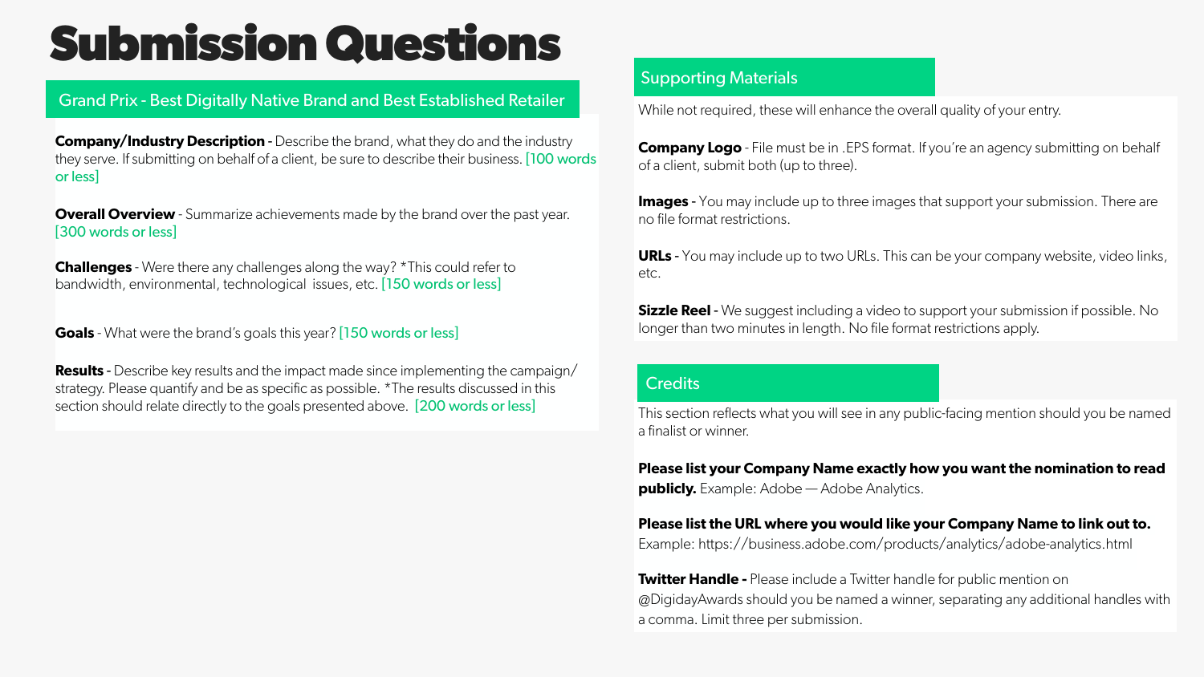# Submission Questions

## Grand Prix - Best Digitally Native Brand and Best Established Retailer

**Company/Industry Description** - Describe the brand, what they do and the industry they serve. If submitting on behalf of a client, be sure to describe their business. [100 words or less]

**Overall Overview** - Summarize achievements made by the brand over the past year. [300 words or less]

**Challenges** - Were there any challenges along the way? *This could refer to bandwidth, environmental, technological issues, etc. [150 words or less]

**Goals** - What were the brand's goals this year? [150 words or less]

**Results** - Describe key results and the impact made since implementing the campaign/strategy. Please quantify and be as specific as possible. *The results discussed in this section should relate directly to the goals presented above. [200 words or less]

## Supporting Materials

While not required, these will enhance the overall quality of your entry.

**Company Logo** - File must be in .EPS format. If you're an agency submitting on behalf of a client, submit both (up to three).

**Images** - You may include up to three images that support your submission. There are no file format restrictions.

**URLs** - You may include up to two URLs. This can be your company website, video links, etc.

**Sizzle Reel** - We suggest including a video to support your submission if possible. No longer than two minutes in length. No file format restrictions apply.

## Credits

This section reflects what you will see in any public-facing mention should you be named a finalist or winner.

**Please list your Company Name exactly how you want the nomination to read publicly.** Example: Adobe — Adobe Analytics.

**Please list the URL where you would like your Company Name to link out to.** Example: https://business.adobe.com/products/analytics/adobe-analytics.html

**Twitter Handle -** Please include a Twitter handle for public mention on @DigidayAwards should you be named a winner, separating any additional handles with a comma. Limit three per submission.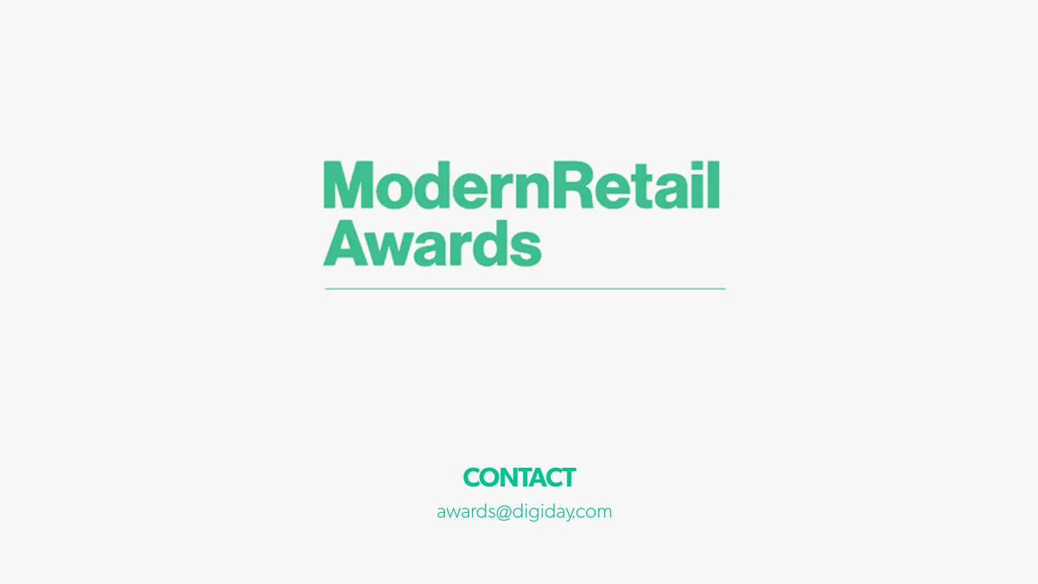# ModernRetail Awards

---

**CONTACT**

awards@digiday.com